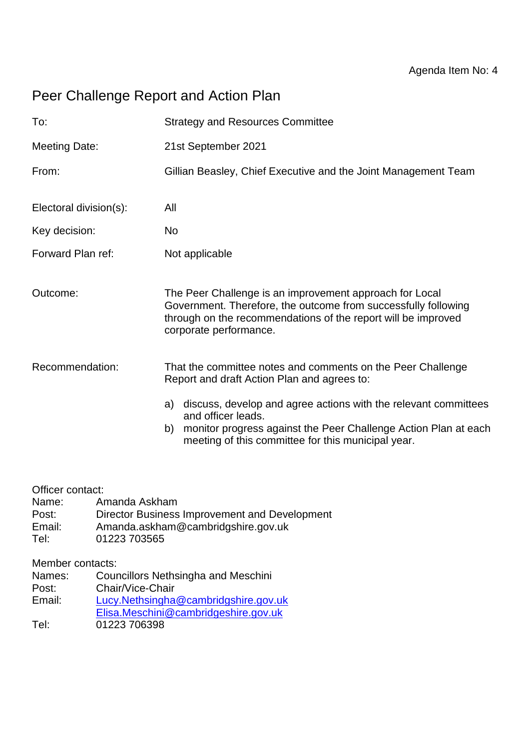Agenda Item No: 4

# Peer Challenge Report and Action Plan

| | |
|---|---|
| To: | Strategy and Resources Committee |
| Meeting Date: | 21st September 2021 |
| From: | Gillian Beasley, Chief Executive and the Joint Management Team |
| Electoral division(s): | All |
| Key decision: | No |
| Forward Plan ref: | Not applicable |
| Outcome: | The Peer Challenge is an improvement approach for Local Government. Therefore, the outcome from successfully following through on the recommendations of the report will be improved corporate performance. |
| Recommendation: | That the committee notes and comments on the Peer Challenge Report and draft Action Plan and agrees to:<br><br>a) discuss, develop and agree actions with the relevant committees and officer leads.<br>b) monitor progress against the Peer Challenge Action Plan at each meeting of this committee for this municipal year. |

Officer contact:
Name: Amanda Askham
Post: Director Business Improvement and Development
Email: Amanda.askham@cambridgshire.gov.uk
Tel: 01223 703565

Member contacts:
Names: Councillors Nethsingha and Meschini
Post: Chair/Vice-Chair
Email: Lucy.Nethsingha@cambridgshire.gov.uk
Elisa.Meschini@cambridgeshire.gov.uk
Tel: 01223 706398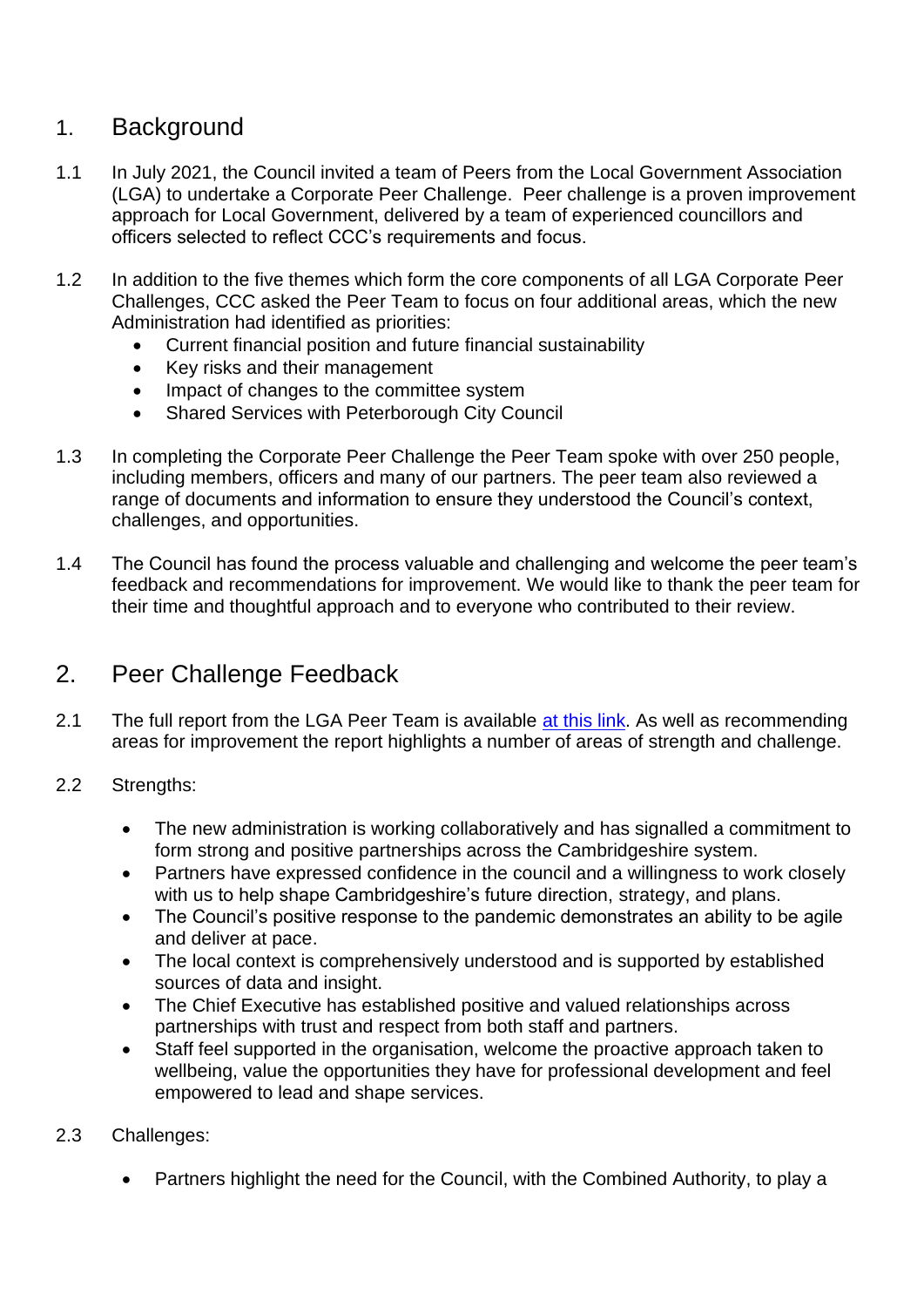## 1. Background

1.1 In July 2021, the Council invited a team of Peers from the Local Government Association (LGA) to undertake a Corporate Peer Challenge. Peer challenge is a proven improvement approach for Local Government, delivered by a team of experienced councillors and officers selected to reflect CCC's requirements and focus.

1.2 In addition to the five themes which form the core components of all LGA Corporate Peer Challenges, CCC asked the Peer Team to focus on four additional areas, which the new Administration had identified as priorities:

- Current financial position and future financial sustainability
- Key risks and their management
- Impact of changes to the committee system
- Shared Services with Peterborough City Council

1.3 In completing the Corporate Peer Challenge the Peer Team spoke with over 250 people, including members, officers and many of our partners. The peer team also reviewed a range of documents and information to ensure they understood the Council's context, challenges, and opportunities.

1.4 The Council has found the process valuable and challenging and welcome the peer team's feedback and recommendations for improvement. We would like to thank the peer team for their time and thoughtful approach and to everyone who contributed to their review.

## 2. Peer Challenge Feedback

2.1 The full report from the LGA Peer Team is available at this link. As well as recommending areas for improvement the report highlights a number of areas of strength and challenge.

2.2 Strengths:

- The new administration is working collaboratively and has signalled a commitment to form strong and positive partnerships across the Cambridgeshire system.
- Partners have expressed confidence in the council and a willingness to work closely with us to help shape Cambridgeshire's future direction, strategy, and plans.
- The Council's positive response to the pandemic demonstrates an ability to be agile and deliver at pace.
- The local context is comprehensively understood and is supported by established sources of data and insight.
- The Chief Executive has established positive and valued relationships across partnerships with trust and respect from both staff and partners.
- Staff feel supported in the organisation, welcome the proactive approach taken to wellbeing, value the opportunities they have for professional development and feel empowered to lead and shape services.

2.3 Challenges:

- Partners highlight the need for the Council, with the Combined Authority, to play a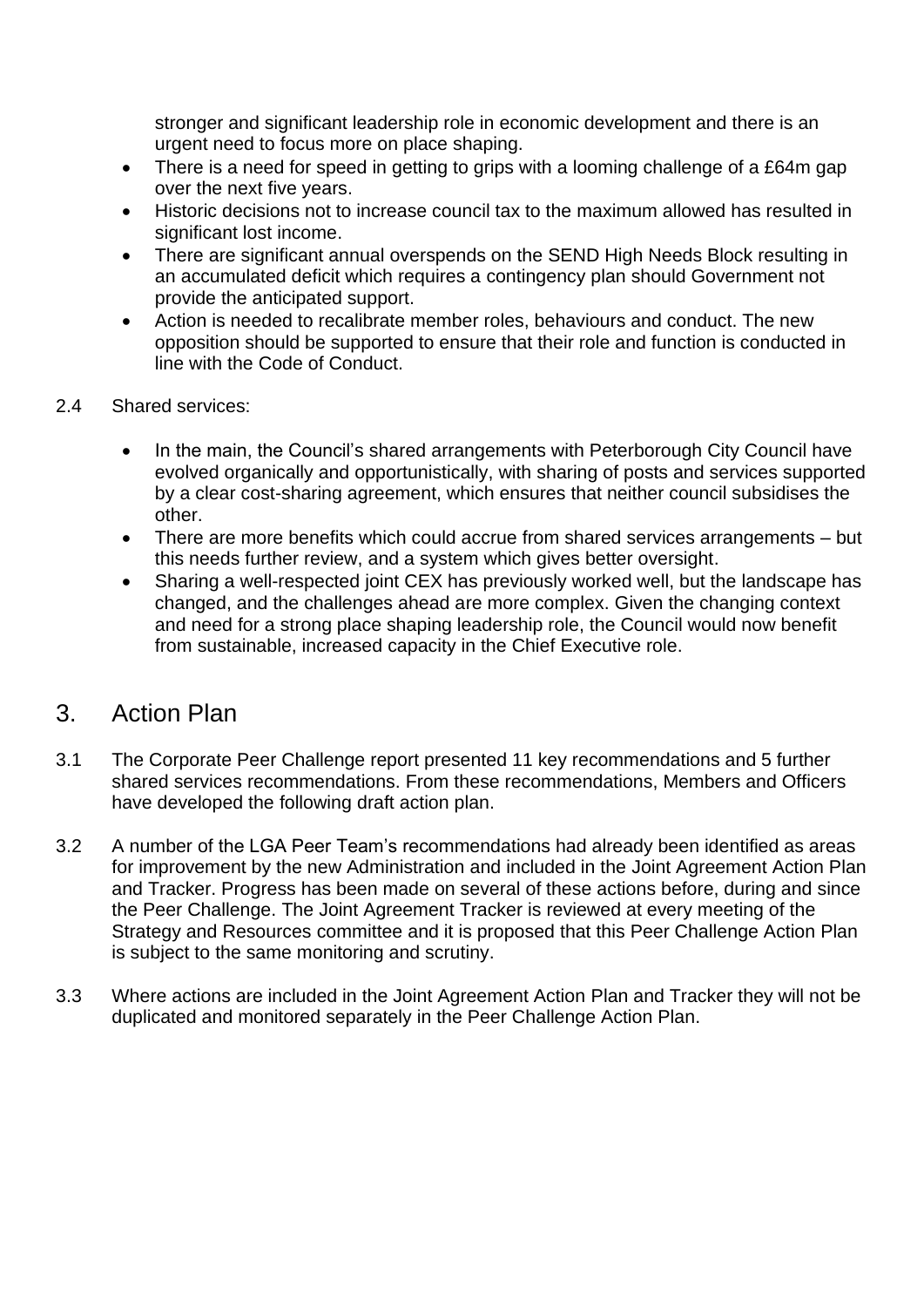stronger and significant leadership role in economic development and there is an urgent need to focus more on place shaping.

- There is a need for speed in getting to grips with a looming challenge of a £64m gap over the next five years.
- Historic decisions not to increase council tax to the maximum allowed has resulted in significant lost income.
- There are significant annual overspends on the SEND High Needs Block resulting in an accumulated deficit which requires a contingency plan should Government not provide the anticipated support.
- Action is needed to recalibrate member roles, behaviours and conduct. The new opposition should be supported to ensure that their role and function is conducted in line with the Code of Conduct.

2.4 Shared services:

- In the main, the Council's shared arrangements with Peterborough City Council have evolved organically and opportunistically, with sharing of posts and services supported by a clear cost-sharing agreement, which ensures that neither council subsidises the other.
- There are more benefits which could accrue from shared services arrangements – but this needs further review, and a system which gives better oversight.
- Sharing a well-respected joint CEX has previously worked well, but the landscape has changed, and the challenges ahead are more complex. Given the changing context and need for a strong place shaping leadership role, the Council would now benefit from sustainable, increased capacity in the Chief Executive role.

## 3. Action Plan

3.1 The Corporate Peer Challenge report presented 11 key recommendations and 5 further shared services recommendations. From these recommendations, Members and Officers have developed the following draft action plan.

3.2 A number of the LGA Peer Team's recommendations had already been identified as areas for improvement by the new Administration and included in the Joint Agreement Action Plan and Tracker. Progress has been made on several of these actions before, during and since the Peer Challenge. The Joint Agreement Tracker is reviewed at every meeting of the Strategy and Resources committee and it is proposed that this Peer Challenge Action Plan is subject to the same monitoring and scrutiny.

3.3 Where actions are included in the Joint Agreement Action Plan and Tracker they will not be duplicated and monitored separately in the Peer Challenge Action Plan.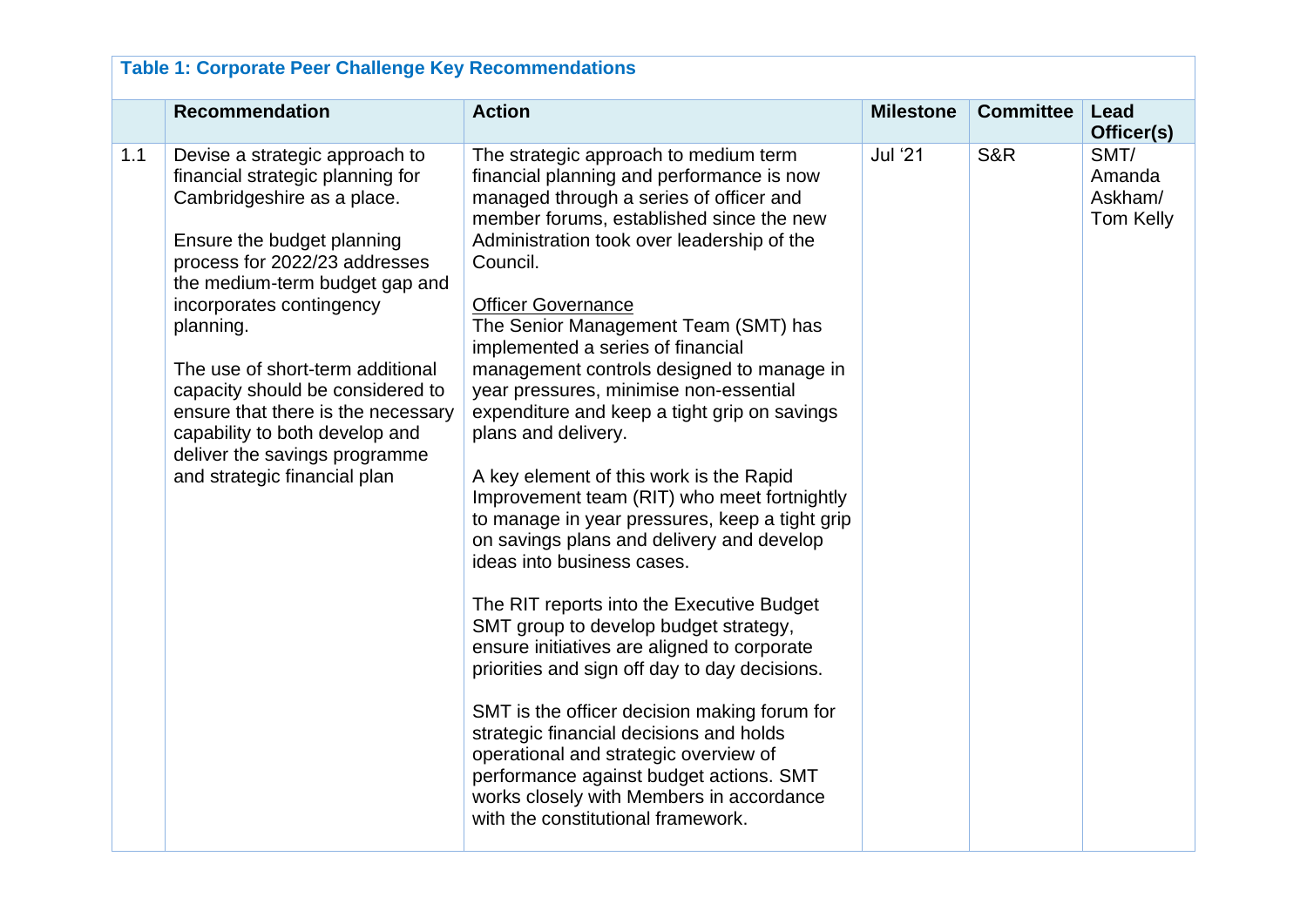**Table 1: Corporate Peer Challenge Key Recommendations**

| | Recommendation | Action | Milestone | Committee | Lead Officer(s) |
|---|---|---|---|---|---|
| 1.1 | Devise a strategic approach to financial strategic planning for Cambridgeshire as a place.<br><br>Ensure the budget planning process for 2022/23 addresses the medium-term budget gap and incorporates contingency planning.<br><br>The use of short-term additional capacity should be considered to ensure that there is the necessary capability to both develop and deliver the savings programme and strategic financial plan | The strategic approach to medium term financial planning and performance is now managed through a series of officer and member forums, established since the new Administration took over leadership of the Council.<br><br><u>Officer Governance</u><br>The Senior Management Team (SMT) has implemented a series of financial management controls designed to manage in year pressures, minimise non-essential expenditure and keep a tight grip on savings plans and delivery.<br><br>A key element of this work is the Rapid Improvement team (RIT) who meet fortnightly to manage in year pressures, keep a tight grip on savings plans and delivery and develop ideas into business cases.<br><br>The RIT reports into the Executive Budget SMT group to develop budget strategy, ensure initiatives are aligned to corporate priorities and sign off day to day decisions.<br><br>SMT is the officer decision making forum for strategic financial decisions and holds operational and strategic overview of performance against budget actions. SMT works closely with Members in accordance with the constitutional framework. | Jul '21 | S&R | SMT/ Amanda Askham/ Tom Kelly |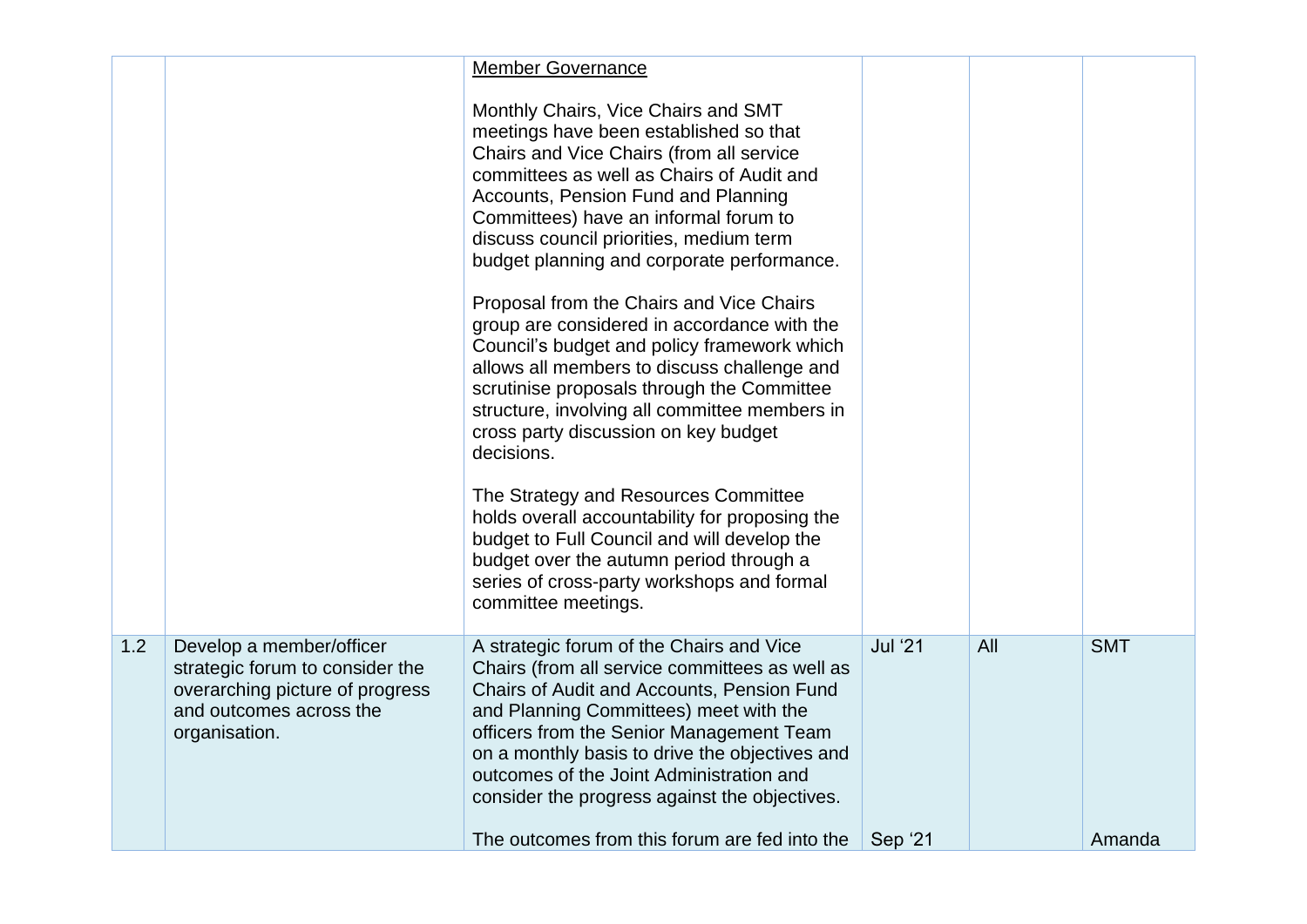|  |  |  |  |  |  |
|---|---|---|---|---|---|
|  |  | Member Governance<br><br>Monthly Chairs, Vice Chairs and SMT meetings have been established so that Chairs and Vice Chairs (from all service committees as well as Chairs of Audit and Accounts, Pension Fund and Planning Committees) have an informal forum to discuss council priorities, medium term budget planning and corporate performance.<br><br>Proposal from the Chairs and Vice Chairs group are considered in accordance with the Council's budget and policy framework which allows all members to discuss challenge and scrutinise proposals through the Committee structure, involving all committee members in cross party discussion on key budget decisions.<br><br>The Strategy and Resources Committee holds overall accountability for proposing the budget to Full Council and will develop the budget over the autumn period through a series of cross-party workshops and formal committee meetings. |  |  |  |
| 1.2 | Develop a member/officer strategic forum to consider the overarching picture of progress and outcomes across the organisation. | A strategic forum of the Chairs and Vice Chairs (from all service committees as well as Chairs of Audit and Accounts, Pension Fund and Planning Committees) meet with the officers from the Senior Management Team on a monthly basis to drive the objectives and outcomes of the Joint Administration and consider the progress against the objectives.<br><br>The outcomes from this forum are fed into the | Jul '21<br><br>Sep '21 | All | SMT<br><br>Amanda |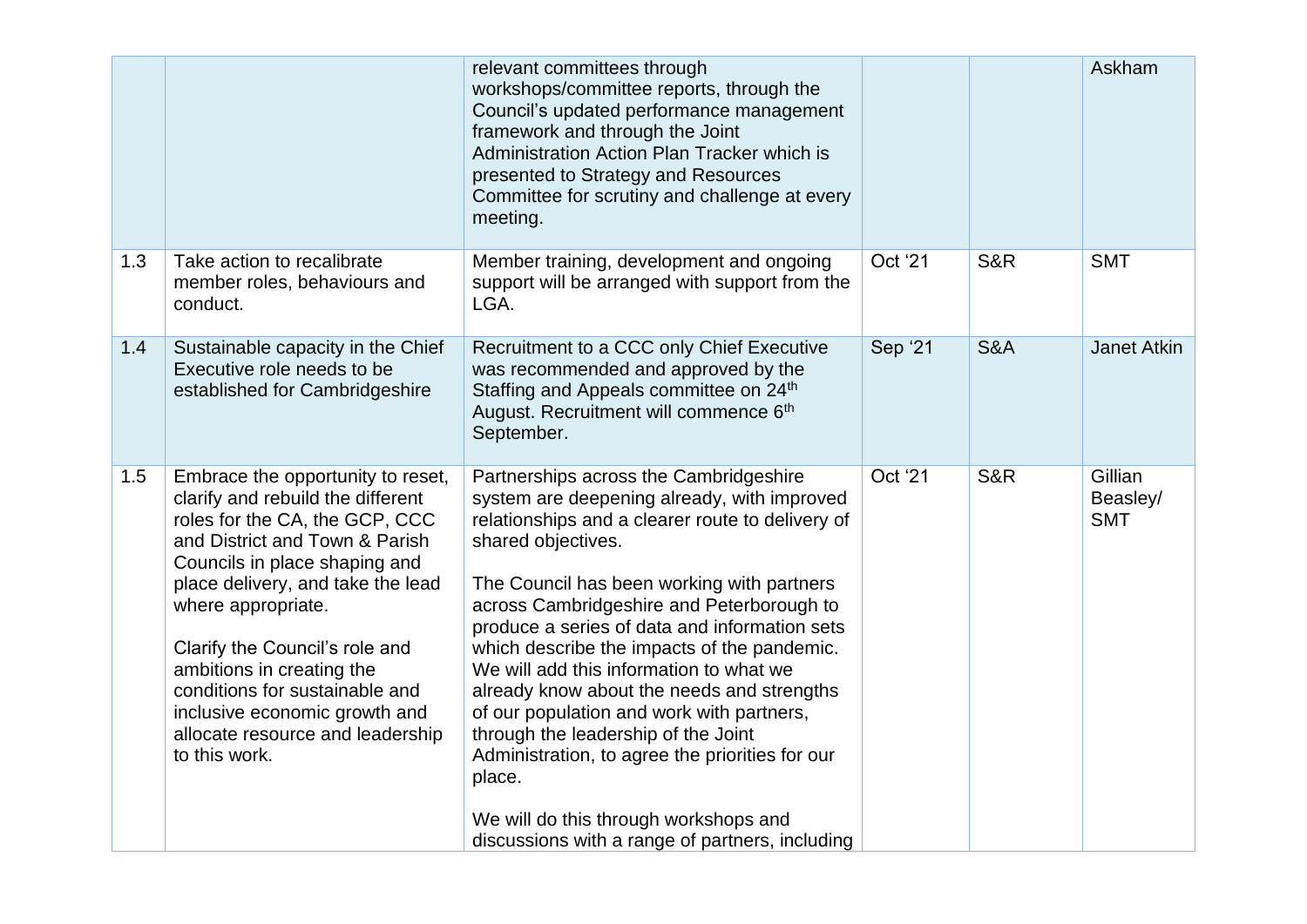| | | | | | |
|---|---|---|---|---|---|
| | | relevant committees through workshops/committee reports, through the Council's updated performance management framework and through the Joint Administration Action Plan Tracker which is presented to Strategy and Resources Committee for scrutiny and challenge at every meeting. | | | Askham |
| 1.3 | Take action to recalibrate member roles, behaviours and conduct. | Member training, development and ongoing support will be arranged with support from the LGA. | Oct '21 | S&R | SMT |
| 1.4 | Sustainable capacity in the Chief Executive role needs to be established for Cambridgeshire | Recruitment to a CCC only Chief Executive was recommended and approved by the Staffing and Appeals committee on 24th August. Recruitment will commence 6th September. | Sep '21 | S&A | Janet Atkin |
| 1.5 | Embrace the opportunity to reset, clarify and rebuild the different roles for the CA, the GCP, CCC and District and Town & Parish Councils in place shaping and place delivery, and take the lead where appropriate.<br><br>Clarify the Council's role and ambitions in creating the conditions for sustainable and inclusive economic growth and allocate resource and leadership to this work. | Partnerships across the Cambridgeshire system are deepening already, with improved relationships and a clearer route to delivery of shared objectives.<br><br>The Council has been working with partners across Cambridgeshire and Peterborough to produce a series of data and information sets which describe the impacts of the pandemic. We will add this information to what we already know about the needs and strengths of our population and work with partners, through the leadership of the Joint Administration, to agree the priorities for our place.<br><br>We will do this through workshops and discussions with a range of partners, including | Oct '21 | S&R | Gillian Beasley/ SMT |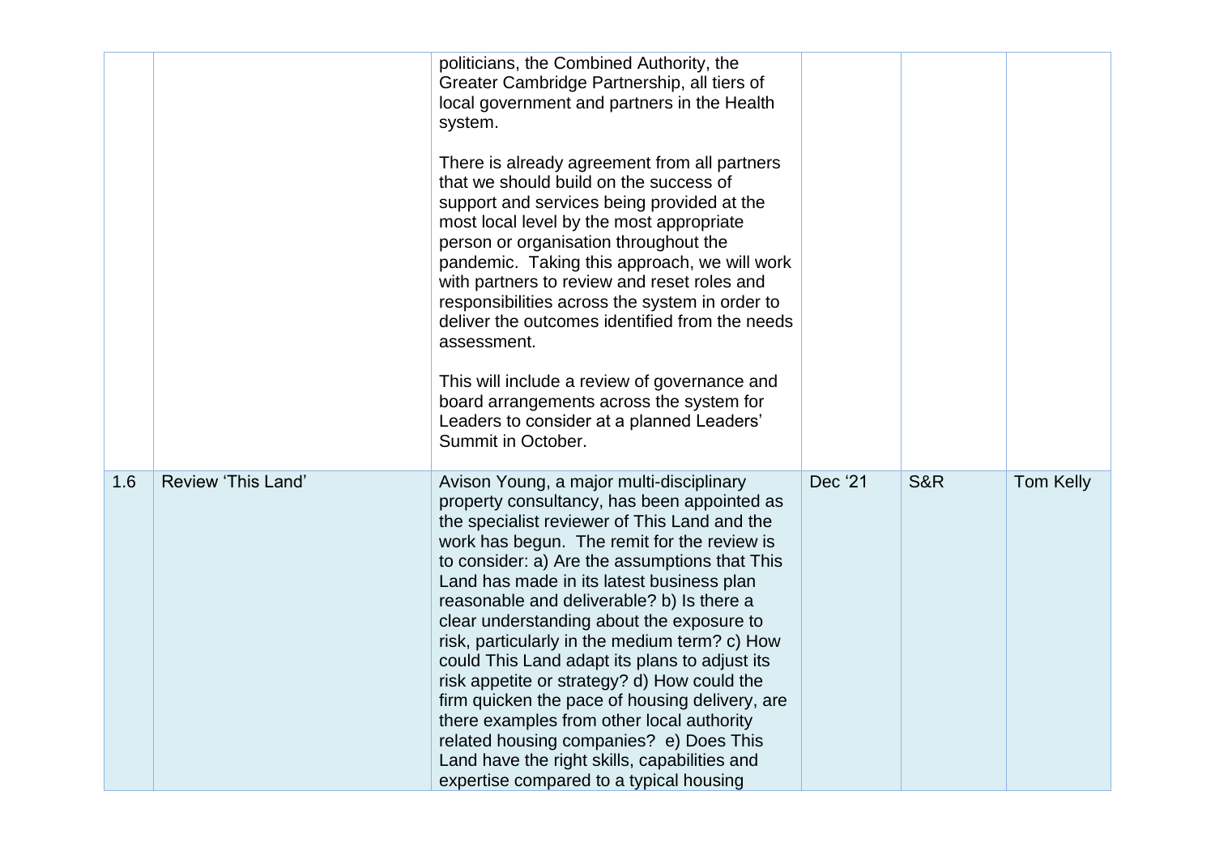| | | | | | |
|---|---|---|---|---|---|
| | | politicians, the Combined Authority, the Greater Cambridge Partnership, all tiers of local government and partners in the Health system.<br><br>There is already agreement from all partners that we should build on the success of support and services being provided at the most local level by the most appropriate person or organisation throughout the pandemic. Taking this approach, we will work with partners to review and reset roles and responsibilities across the system in order to deliver the outcomes identified from the needs assessment.<br><br>This will include a review of governance and board arrangements across the system for Leaders to consider at a planned Leaders' Summit in October. | | | |
| 1.6 | Review 'This Land' | Avison Young, a major multi-disciplinary property consultancy, has been appointed as the specialist reviewer of This Land and the work has begun. The remit for the review is to consider: a) Are the assumptions that This Land has made in its latest business plan reasonable and deliverable? b) Is there a clear understanding about the exposure to risk, particularly in the medium term? c) How could This Land adapt its plans to adjust its risk appetite or strategy? d) How could the firm quicken the pace of housing delivery, are there examples from other local authority related housing companies? e) Does This Land have the right skills, capabilities and expertise compared to a typical housing | Dec '21 | S&R | Tom Kelly |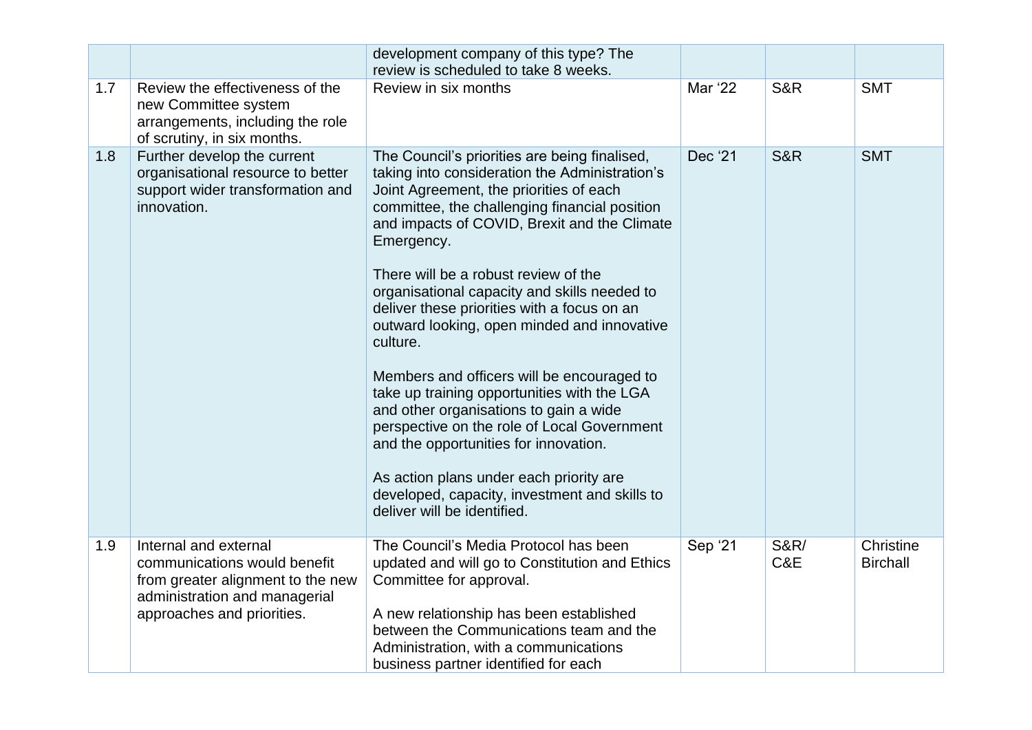| | | | | | |
|---|---|---|---|---|---|
| | | development company of this type? The review is scheduled to take 8 weeks. | | | |
| 1.7 | Review the effectiveness of the new Committee system arrangements, including the role of scrutiny, in six months. | Review in six months | Mar '22 | S&R | SMT |
| 1.8 | Further develop the current organisational resource to better support wider transformation and innovation. | The Council's priorities are being finalised, taking into consideration the Administration's Joint Agreement, the priorities of each committee, the challenging financial position and impacts of COVID, Brexit and the Climate Emergency.<br><br>There will be a robust review of the organisational capacity and skills needed to deliver these priorities with a focus on an outward looking, open minded and innovative culture.<br><br>Members and officers will be encouraged to take up training opportunities with the LGA and other organisations to gain a wide perspective on the role of Local Government and the opportunities for innovation.<br><br>As action plans under each priority are developed, capacity, investment and skills to deliver will be identified. | Dec '21 | S&R | SMT |
| 1.9 | Internal and external communications would benefit from greater alignment to the new administration and managerial approaches and priorities. | The Council's Media Protocol has been updated and will go to Constitution and Ethics Committee for approval.<br><br>A new relationship has been established between the Communications team and the Administration, with a communications business partner identified for each | Sep '21 | S&R/ C&E | Christine Birchall |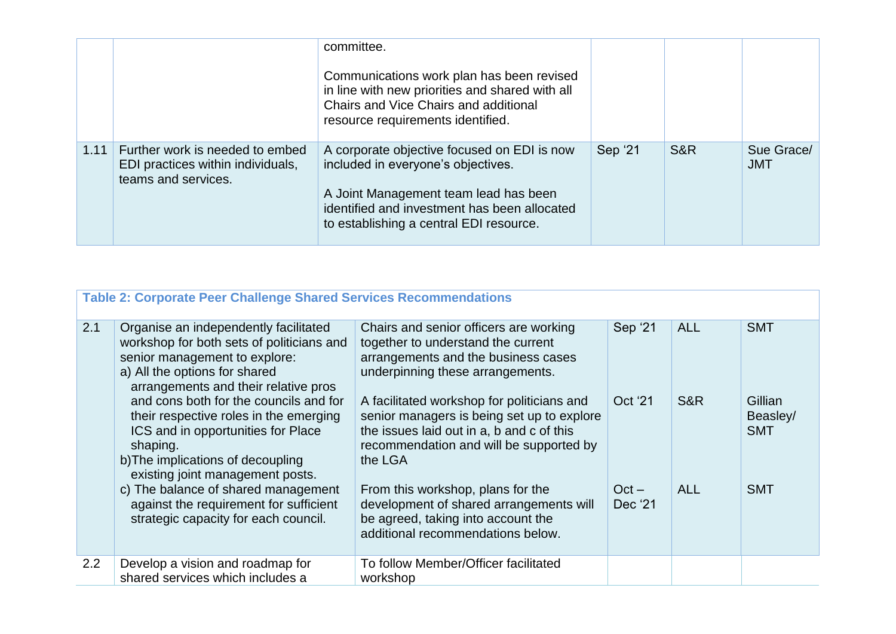| | | | | | |
|---|---|---|---|---|---|
| | | committee.<br><br>Communications work plan has been revised in line with new priorities and shared with all Chairs and Vice Chairs and additional resource requirements identified. | | | |
| 1.11 | Further work is needed to embed EDI practices within individuals, teams and services. | A corporate objective focused on EDI is now included in everyone's objectives.<br><br>A Joint Management team lead has been identified and investment has been allocated to establishing a central EDI resource. | Sep '21 | S&R | Sue Grace/ JMT |

| **Table 2: Corporate Peer Challenge Shared Services Recommendations** | | | | | |
|---|---|---|---|---|---|
| 2.1 | Organise an independently facilitated workshop for both sets of politicians and senior management to explore:<br>a) All the options for shared arrangements and their relative pros and cons both for the councils and for their respective roles in the emerging ICS and in opportunities for Place shaping.<br>b)The implications of decoupling existing joint management posts.<br>c) The balance of shared management against the requirement for sufficient strategic capacity for each council. | Chairs and senior officers are working together to understand the current arrangements and the business cases underpinning these arrangements.<br><br>A facilitated workshop for politicians and senior managers is being set up to explore the issues laid out in a, b and c of this recommendation and will be supported by the LGA<br><br>From this workshop, plans for the development of shared arrangements will be agreed, taking into account the additional recommendations below. | Sep '21<br><br>Oct '21<br><br>Oct – Dec '21 | ALL<br><br>S&R<br><br>ALL | SMT<br><br>Gillian Beasley/ SMT<br><br>SMT |
| 2.2 | Develop a vision and roadmap for shared services which includes a | To follow Member/Officer facilitated workshop | | | |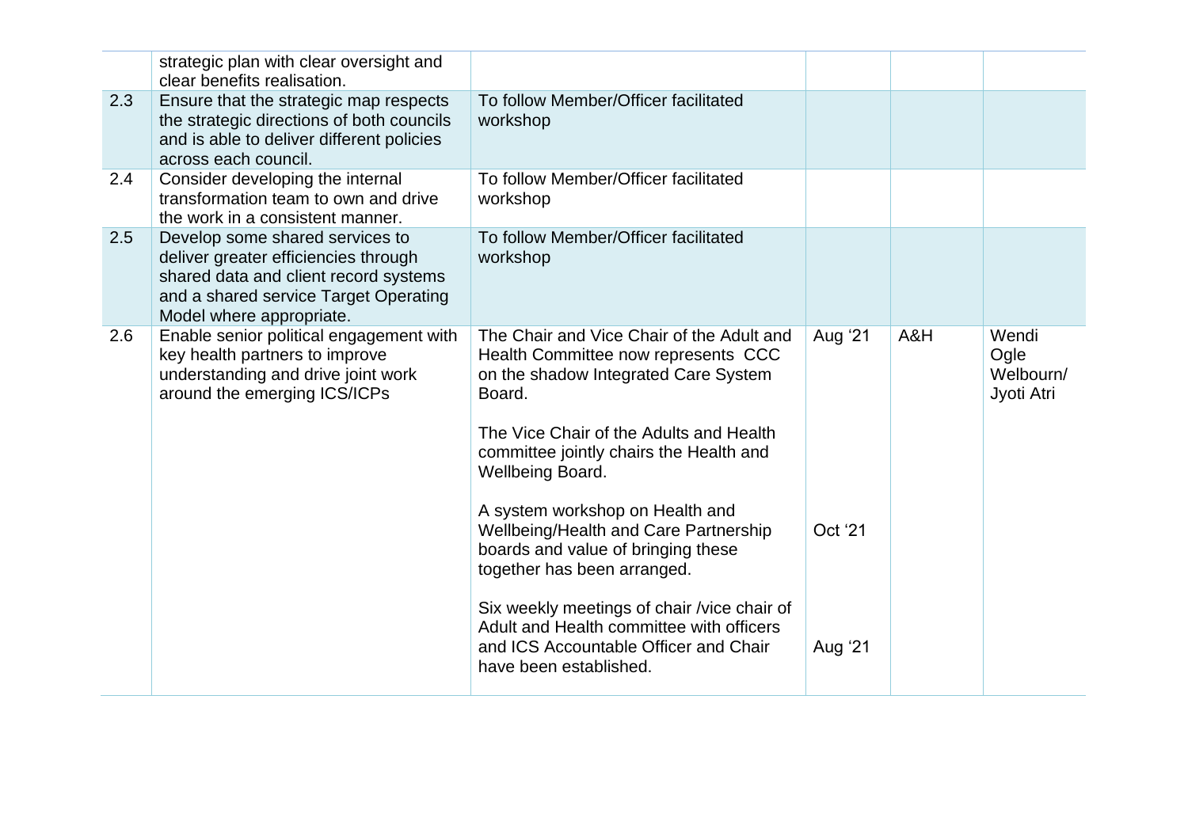| | | | | | |
|---|---|---|---|---|---|
| | strategic plan with clear oversight and clear benefits realisation. | | | | |
| 2.3 | Ensure that the strategic map respects the strategic directions of both councils and is able to deliver different policies across each council. | To follow Member/Officer facilitated workshop | | | |
| 2.4 | Consider developing the internal transformation team to own and drive the work in a consistent manner. | To follow Member/Officer facilitated workshop | | | |
| 2.5 | Develop some shared services to deliver greater efficiencies through shared data and client record systems and a shared service Target Operating Model where appropriate. | To follow Member/Officer facilitated workshop | | | |
| 2.6 | Enable senior political engagement with key health partners to improve understanding and drive joint work around the emerging ICS/ICPs | The Chair and Vice Chair of the Adult and Health Committee now represents CCC on the shadow Integrated Care System Board.<br><br>The Vice Chair of the Adults and Health committee jointly chairs the Health and Wellbeing Board.<br><br>A system workshop on Health and Wellbeing/Health and Care Partnership boards and value of bringing these together has been arranged.<br><br>Six weekly meetings of chair /vice chair of Adult and Health committee with officers and ICS Accountable Officer and Chair have been established. | Aug '21<br><br><br><br><br>Oct '21<br><br><br>Aug '21 | A&H | Wendi Ogle Welbourn/ Jyoti Atri |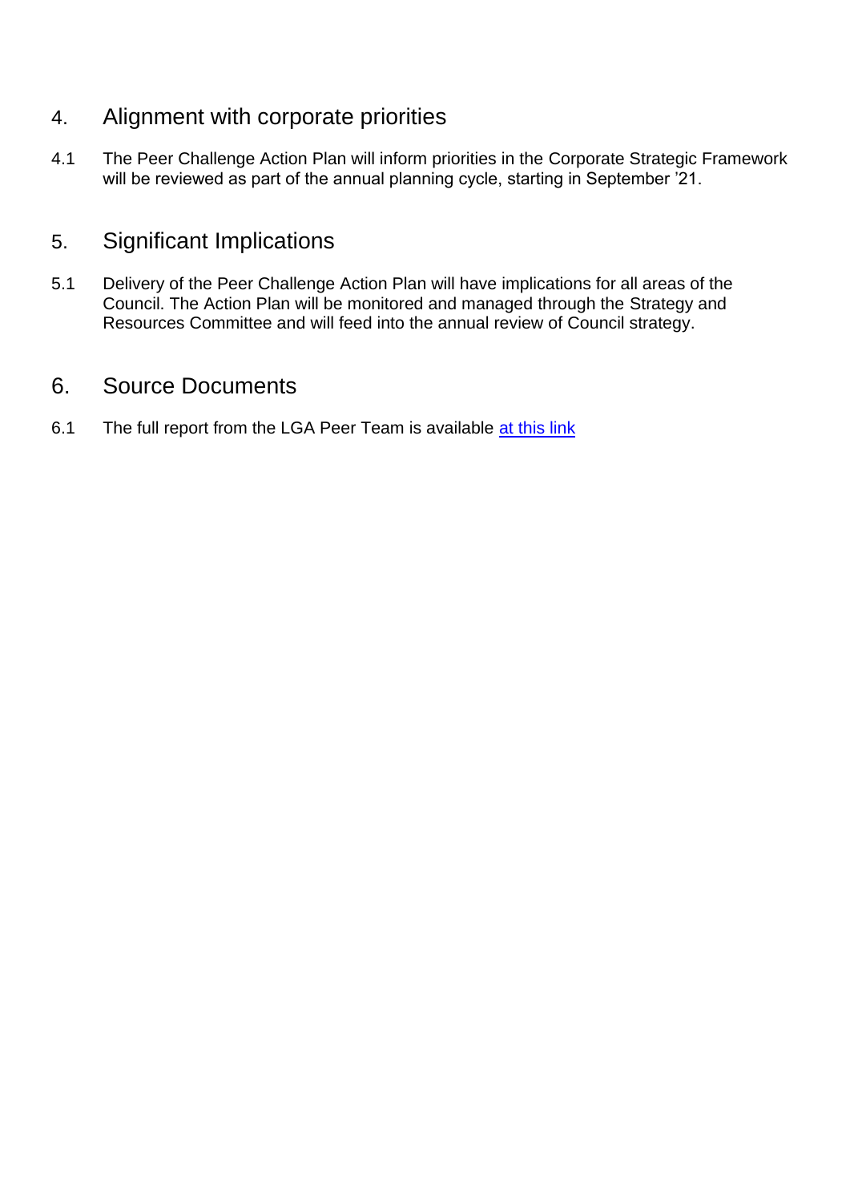## 4. Alignment with corporate priorities

4.1 The Peer Challenge Action Plan will inform priorities in the Corporate Strategic Framework will be reviewed as part of the annual planning cycle, starting in September '21.

## 5. Significant Implications

5.1 Delivery of the Peer Challenge Action Plan will have implications for all areas of the Council. The Action Plan will be monitored and managed through the Strategy and Resources Committee and will feed into the annual review of Council strategy.

## 6. Source Documents

6.1 The full report from the LGA Peer Team is available at this link